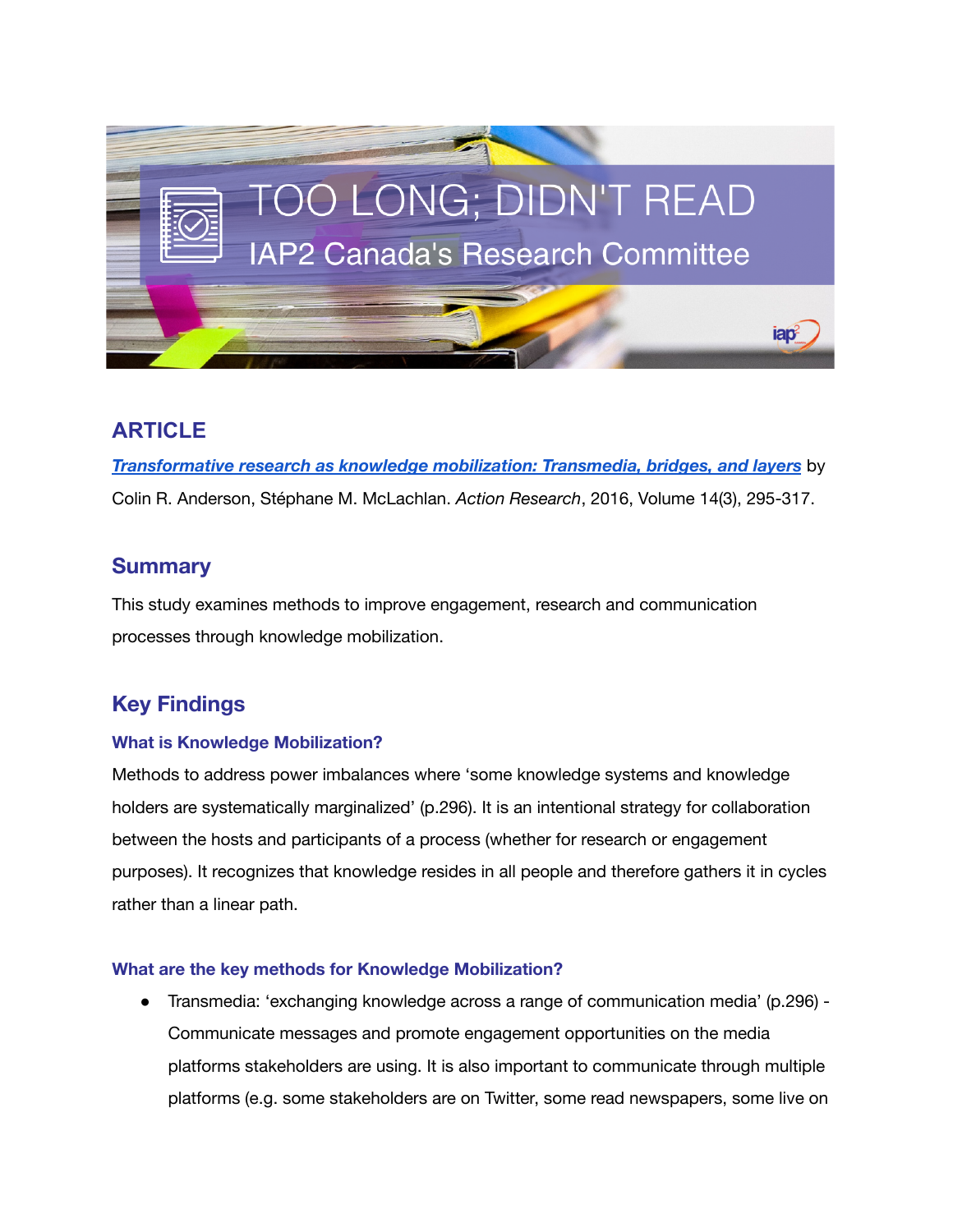# TOO LONG; DIDN'T READ

## IAP2 Canada's Research Committee

## ARTICLE

***Transformative research as knowledge mobilization: Transmedia, bridges, and layers*** by Colin R. Anderson, Stéphane M. McLachlan. *Action Research*, 2016, Volume 14(3), 295-317.

## Summary

This study examines methods to improve engagement, research and communication processes through knowledge mobilization.

## Key Findings

### What is Knowledge Mobilization?

Methods to address power imbalances where 'some knowledge systems and knowledge holders are systematically marginalized' (p.296). It is an intentional strategy for collaboration between the hosts and participants of a process (whether for research or engagement purposes). It recognizes that knowledge resides in all people and therefore gathers it in cycles rather than a linear path.

### What are the key methods for Knowledge Mobilization?

- Transmedia: 'exchanging knowledge across a range of communication media' (p.296) - Communicate messages and promote engagement opportunities on the media platforms stakeholders are using. It is also important to communicate through multiple platforms (e.g. some stakeholders are on Twitter, some read newspapers, some live on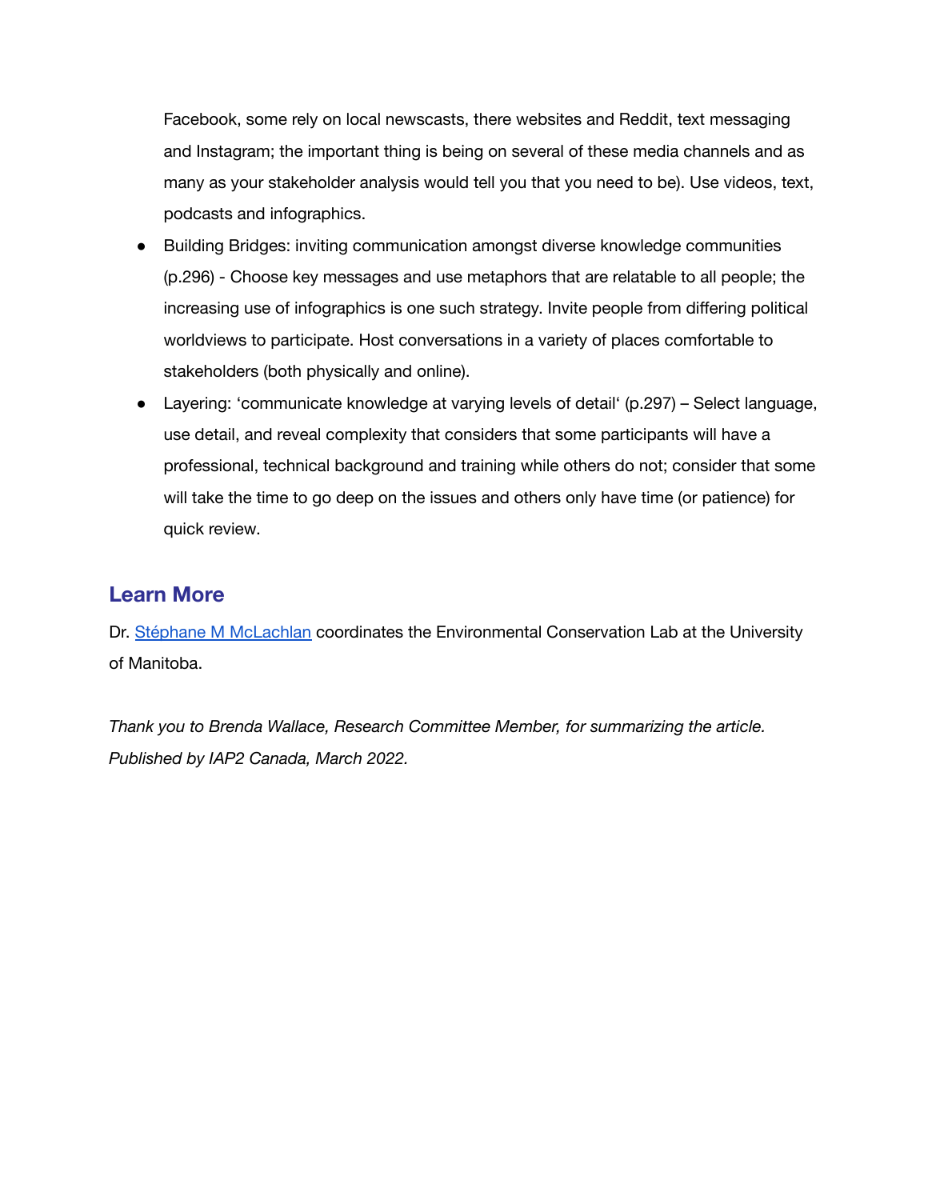Facebook, some rely on local newscasts, there websites and Reddit, text messaging and Instagram; the important thing is being on several of these media channels and as many as your stakeholder analysis would tell you that you need to be). Use videos, text, podcasts and infographics.

- Building Bridges: inviting communication amongst diverse knowledge communities (p.296) - Choose key messages and use metaphors that are relatable to all people; the increasing use of infographics is one such strategy. Invite people from differing political worldviews to participate. Host conversations in a variety of places comfortable to stakeholders (both physically and online).
- Layering: 'communicate knowledge at varying levels of detail' (p.297) – Select language, use detail, and reveal complexity that considers that some participants will have a professional, technical background and training while others do not; consider that some will take the time to go deep on the issues and others only have time (or patience) for quick review.

## Learn More

Dr. Stéphane M McLachlan coordinates the Environmental Conservation Lab at the University of Manitoba.

*Thank you to Brenda Wallace, Research Committee Member, for summarizing the article.*
*Published by IAP2 Canada, March 2022.*